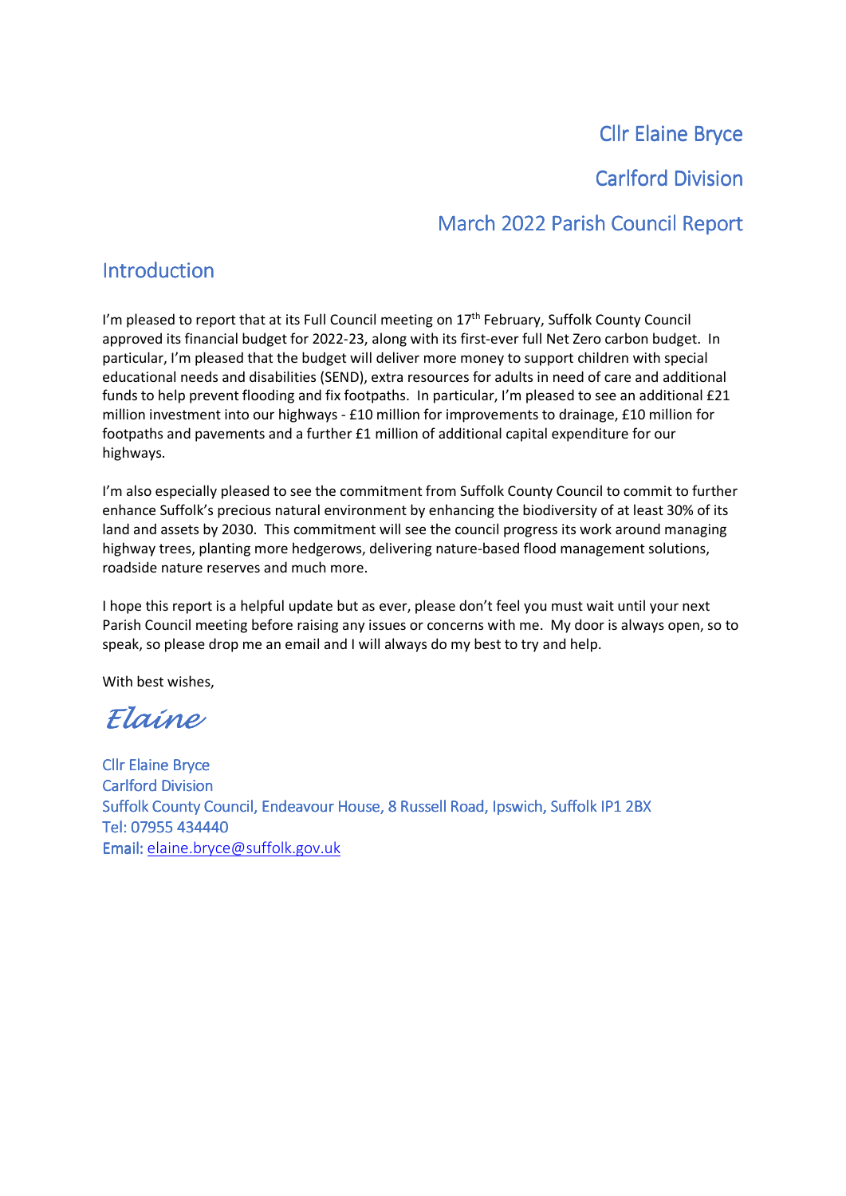# Cllr Elaine Bryce

# Carlford Division

# March 2022 Parish Council Report

## Introduction

I'm pleased to report that at its Full Council meeting on 17th February, Suffolk County Council approved its financial budget for 2022-23, along with its first-ever full Net Zero carbon budget. In particular, I'm pleased that the budget will deliver more money to support children with special educational needs and disabilities (SEND), extra resources for adults in need of care and additional funds to help prevent flooding and fix footpaths. In particular, I'm pleased to see an additional £21 million investment into our highways - £10 million for improvements to drainage, £10 million for footpaths and pavements and a further £1 million of additional capital expenditure for our highways.

I'm also especially pleased to see the commitment from Suffolk County Council to commit to further enhance Suffolk's precious natural environment by enhancing the biodiversity of at least 30% of its land and assets by 2030. This commitment will see the council progress its work around managing highway trees, planting more hedgerows, delivering nature-based flood management solutions, roadside nature reserves and much more.

I hope this report is a helpful update but as ever, please don't feel you must wait until your next Parish Council meeting before raising any issues or concerns with me. My door is always open, so to speak, so please drop me an email and I will always do my best to try and help.

With best wishes,

*Elaine*

Cllr Elaine Bryce
Carlford Division
Suffolk County Council, Endeavour House, 8 Russell Road, Ipswich, Suffolk IP1 2BX
Tel: 07955 434440
Email: elaine.bryce@suffolk.gov.uk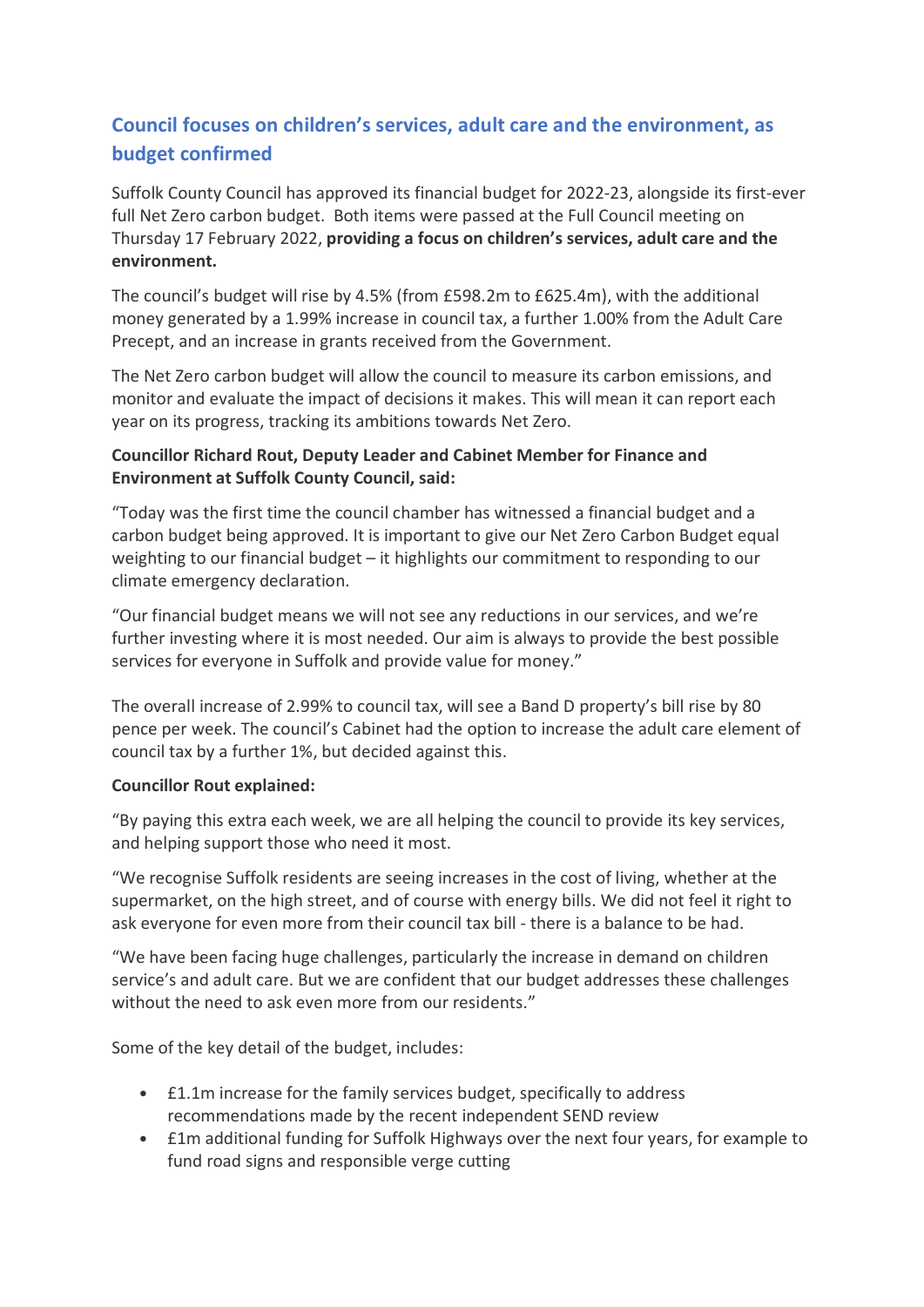## Council focuses on children's services, adult care and the environment, as budget confirmed

Suffolk County Council has approved its financial budget for 2022-23, alongside its first-ever full Net Zero carbon budget. Both items were passed at the Full Council meeting on Thursday 17 February 2022, **providing a focus on children's services, adult care and the environment.**

The council's budget will rise by 4.5% (from £598.2m to £625.4m), with the additional money generated by a 1.99% increase in council tax, a further 1.00% from the Adult Care Precept, and an increase in grants received from the Government.

The Net Zero carbon budget will allow the council to measure its carbon emissions, and monitor and evaluate the impact of decisions it makes. This will mean it can report each year on its progress, tracking its ambitions towards Net Zero.

**Councillor Richard Rout, Deputy Leader and Cabinet Member for Finance and Environment at Suffolk County Council, said:**

"Today was the first time the council chamber has witnessed a financial budget and a carbon budget being approved. It is important to give our Net Zero Carbon Budget equal weighting to our financial budget – it highlights our commitment to responding to our climate emergency declaration.

"Our financial budget means we will not see any reductions in our services, and we're further investing where it is most needed. Our aim is always to provide the best possible services for everyone in Suffolk and provide value for money."

The overall increase of 2.99% to council tax, will see a Band D property's bill rise by 80 pence per week. The council's Cabinet had the option to increase the adult care element of council tax by a further 1%, but decided against this.

**Councillor Rout explained:**

"By paying this extra each week, we are all helping the council to provide its key services, and helping support those who need it most.

"We recognise Suffolk residents are seeing increases in the cost of living, whether at the supermarket, on the high street, and of course with energy bills. We did not feel it right to ask everyone for even more from their council tax bill - there is a balance to be had.

"We have been facing huge challenges, particularly the increase in demand on children service's and adult care. But we are confident that our budget addresses these challenges without the need to ask even more from our residents."

Some of the key detail of the budget, includes:

- £1.1m increase for the family services budget, specifically to address recommendations made by the recent independent SEND review
- £1m additional funding for Suffolk Highways over the next four years, for example to fund road signs and responsible verge cutting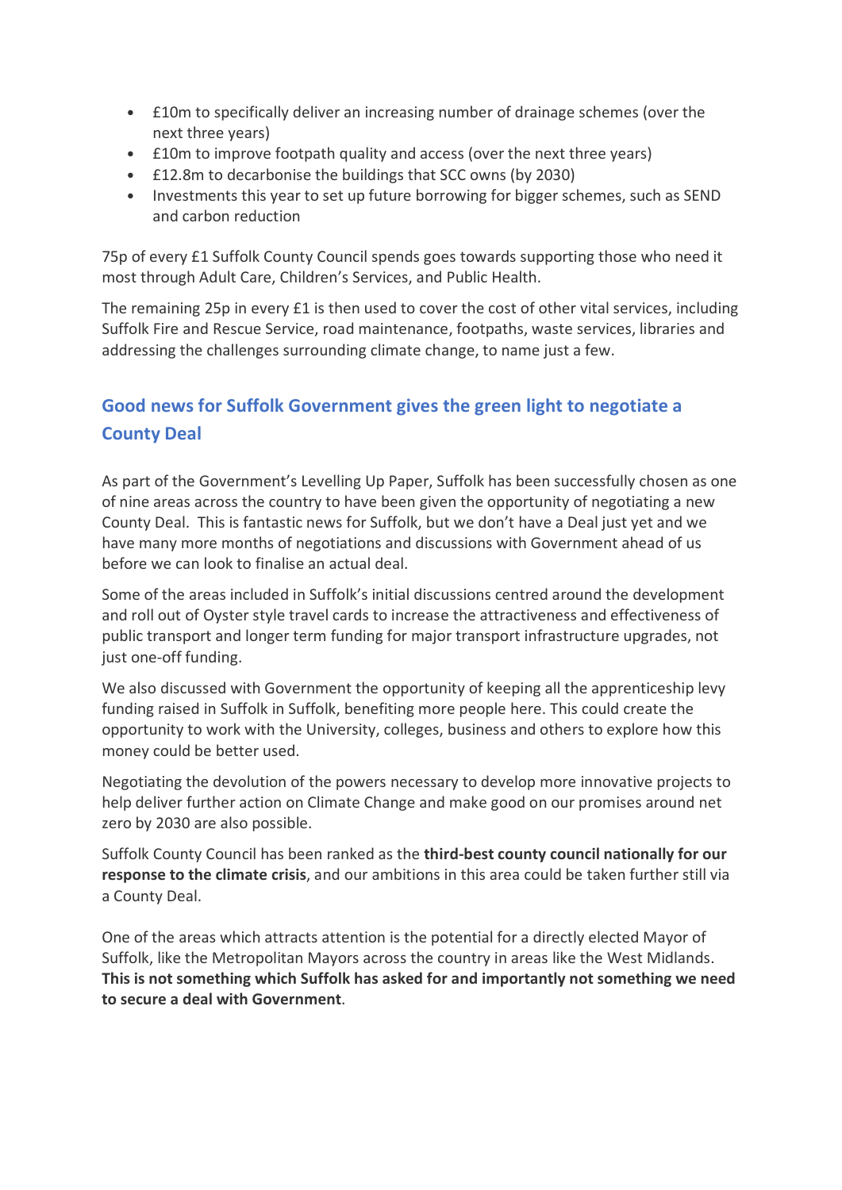- £10m to specifically deliver an increasing number of drainage schemes (over the next three years)
- £10m to improve footpath quality and access (over the next three years)
- £12.8m to decarbonise the buildings that SCC owns (by 2030)
- Investments this year to set up future borrowing for bigger schemes, such as SEND and carbon reduction

75p of every £1 Suffolk County Council spends goes towards supporting those who need it most through Adult Care, Children's Services, and Public Health.

The remaining 25p in every £1 is then used to cover the cost of other vital services, including Suffolk Fire and Rescue Service, road maintenance, footpaths, waste services, libraries and addressing the challenges surrounding climate change, to name just a few.

## Good news for Suffolk Government gives the green light to negotiate a County Deal

As part of the Government's Levelling Up Paper, Suffolk has been successfully chosen as one of nine areas across the country to have been given the opportunity of negotiating a new County Deal. This is fantastic news for Suffolk, but we don't have a Deal just yet and we have many more months of negotiations and discussions with Government ahead of us before we can look to finalise an actual deal.

Some of the areas included in Suffolk's initial discussions centred around the development and roll out of Oyster style travel cards to increase the attractiveness and effectiveness of public transport and longer term funding for major transport infrastructure upgrades, not just one-off funding.

We also discussed with Government the opportunity of keeping all the apprenticeship levy funding raised in Suffolk in Suffolk, benefiting more people here. This could create the opportunity to work with the University, colleges, business and others to explore how this money could be better used.

Negotiating the devolution of the powers necessary to develop more innovative projects to help deliver further action on Climate Change and make good on our promises around net zero by 2030 are also possible.

Suffolk County Council has been ranked as the **third-best county council nationally for our response to the climate crisis**, and our ambitions in this area could be taken further still via a County Deal.

One of the areas which attracts attention is the potential for a directly elected Mayor of Suffolk, like the Metropolitan Mayors across the country in areas like the West Midlands. **This is not something which Suffolk has asked for and importantly not something we need to secure a deal with Government**.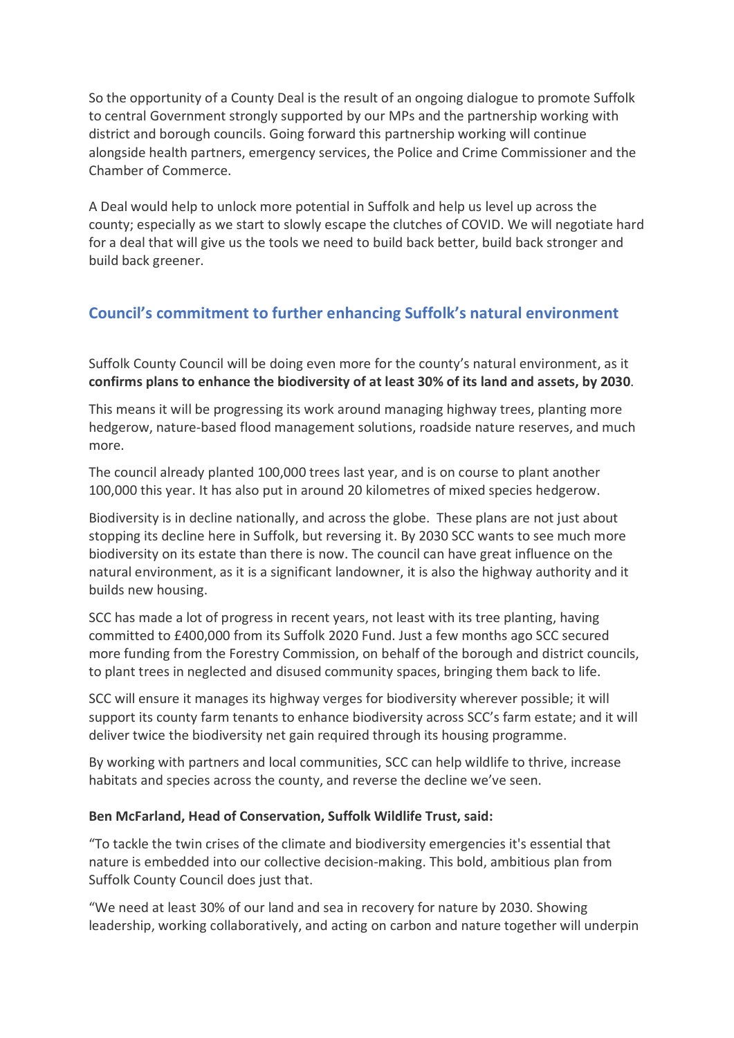So the opportunity of a County Deal is the result of an ongoing dialogue to promote Suffolk to central Government strongly supported by our MPs and the partnership working with district and borough councils. Going forward this partnership working will continue alongside health partners, emergency services, the Police and Crime Commissioner and the Chamber of Commerce.

A Deal would help to unlock more potential in Suffolk and help us level up across the county; especially as we start to slowly escape the clutches of COVID. We will negotiate hard for a deal that will give us the tools we need to build back better, build back stronger and build back greener.

## Council's commitment to further enhancing Suffolk's natural environment

Suffolk County Council will be doing even more for the county's natural environment, as it **confirms plans to enhance the biodiversity of at least 30% of its land and assets, by 2030**.

This means it will be progressing its work around managing highway trees, planting more hedgerow, nature-based flood management solutions, roadside nature reserves, and much more.

The council already planted 100,000 trees last year, and is on course to plant another 100,000 this year. It has also put in around 20 kilometres of mixed species hedgerow.

Biodiversity is in decline nationally, and across the globe. These plans are not just about stopping its decline here in Suffolk, but reversing it. By 2030 SCC wants to see much more biodiversity on its estate than there is now. The council can have great influence on the natural environment, as it is a significant landowner, it is also the highway authority and it builds new housing.

SCC has made a lot of progress in recent years, not least with its tree planting, having committed to £400,000 from its Suffolk 2020 Fund. Just a few months ago SCC secured more funding from the Forestry Commission, on behalf of the borough and district councils, to plant trees in neglected and disused community spaces, bringing them back to life.

SCC will ensure it manages its highway verges for biodiversity wherever possible; it will support its county farm tenants to enhance biodiversity across SCC's farm estate; and it will deliver twice the biodiversity net gain required through its housing programme.

By working with partners and local communities, SCC can help wildlife to thrive, increase habitats and species across the county, and reverse the decline we've seen.

**Ben McFarland, Head of Conservation, Suffolk Wildlife Trust, said:**

"To tackle the twin crises of the climate and biodiversity emergencies it's essential that nature is embedded into our collective decision-making. This bold, ambitious plan from Suffolk County Council does just that.

"We need at least 30% of our land and sea in recovery for nature by 2030. Showing leadership, working collaboratively, and acting on carbon and nature together will underpin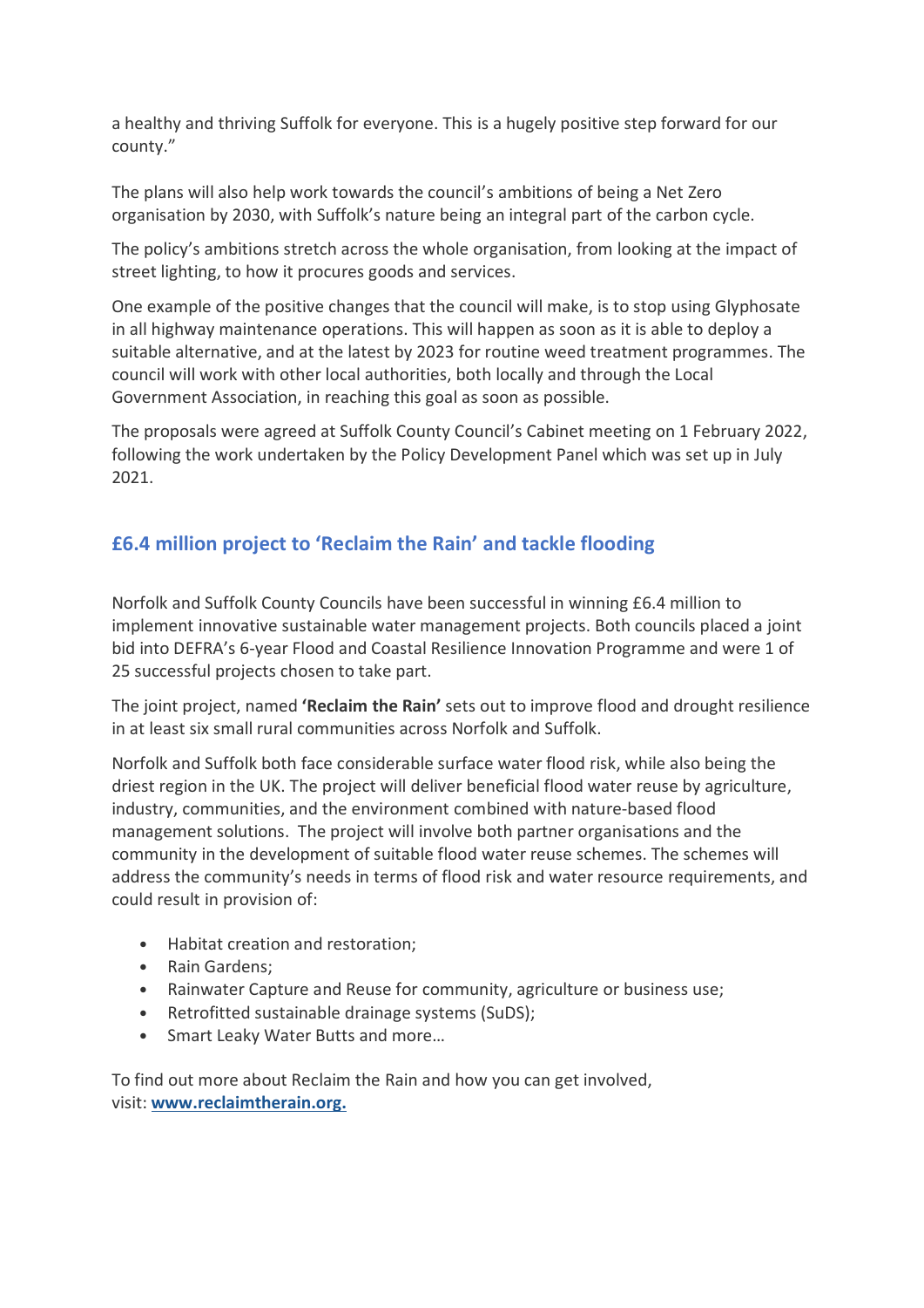a healthy and thriving Suffolk for everyone. This is a hugely positive step forward for our county."

The plans will also help work towards the council's ambitions of being a Net Zero organisation by 2030, with Suffolk's nature being an integral part of the carbon cycle.

The policy's ambitions stretch across the whole organisation, from looking at the impact of street lighting, to how it procures goods and services.

One example of the positive changes that the council will make, is to stop using Glyphosate in all highway maintenance operations. This will happen as soon as it is able to deploy a suitable alternative, and at the latest by 2023 for routine weed treatment programmes. The council will work with other local authorities, both locally and through the Local Government Association, in reaching this goal as soon as possible.

The proposals were agreed at Suffolk County Council's Cabinet meeting on 1 February 2022, following the work undertaken by the Policy Development Panel which was set up in July 2021.

## £6.4 million project to 'Reclaim the Rain' and tackle flooding

Norfolk and Suffolk County Councils have been successful in winning £6.4 million to implement innovative sustainable water management projects. Both councils placed a joint bid into DEFRA's 6-year Flood and Coastal Resilience Innovation Programme and were 1 of 25 successful projects chosen to take part.

The joint project, named **'Reclaim the Rain'** sets out to improve flood and drought resilience in at least six small rural communities across Norfolk and Suffolk.

Norfolk and Suffolk both face considerable surface water flood risk, while also being the driest region in the UK. The project will deliver beneficial flood water reuse by agriculture, industry, communities, and the environment combined with nature-based flood management solutions. The project will involve both partner organisations and the community in the development of suitable flood water reuse schemes. The schemes will address the community's needs in terms of flood risk and water resource requirements, and could result in provision of:

- Habitat creation and restoration;
- Rain Gardens;
- Rainwater Capture and Reuse for community, agriculture or business use;
- Retrofitted sustainable drainage systems (SuDS);
- Smart Leaky Water Butts and more…

To find out more about Reclaim the Rain and how you can get involved, visit: **www.reclaimtherain.org.**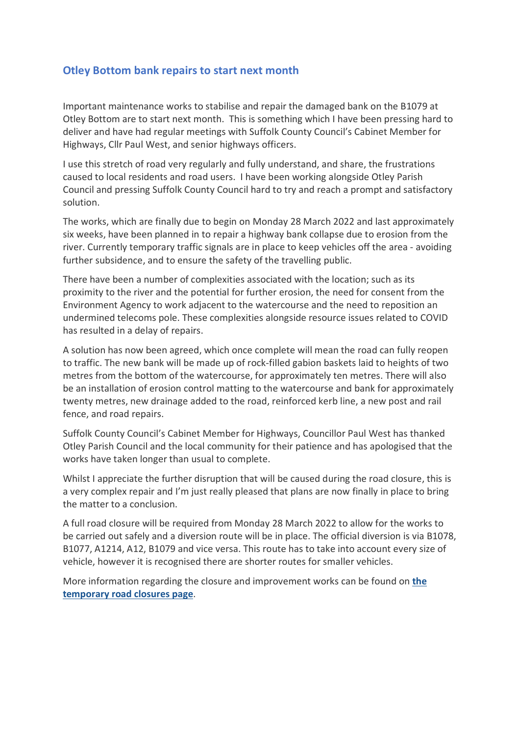## Otley Bottom bank repairs to start next month

Important maintenance works to stabilise and repair the damaged bank on the B1079 at Otley Bottom are to start next month. This is something which I have been pressing hard to deliver and have had regular meetings with Suffolk County Council's Cabinet Member for Highways, Cllr Paul West, and senior highways officers.

I use this stretch of road very regularly and fully understand, and share, the frustrations caused to local residents and road users. I have been working alongside Otley Parish Council and pressing Suffolk County Council hard to try and reach a prompt and satisfactory solution.

The works, which are finally due to begin on Monday 28 March 2022 and last approximately six weeks, have been planned in to repair a highway bank collapse due to erosion from the river. Currently temporary traffic signals are in place to keep vehicles off the area - avoiding further subsidence, and to ensure the safety of the travelling public.

There have been a number of complexities associated with the location; such as its proximity to the river and the potential for further erosion, the need for consent from the Environment Agency to work adjacent to the watercourse and the need to reposition an undermined telecoms pole. These complexities alongside resource issues related to COVID has resulted in a delay of repairs.

A solution has now been agreed, which once complete will mean the road can fully reopen to traffic. The new bank will be made up of rock-filled gabion baskets laid to heights of two metres from the bottom of the watercourse, for approximately ten metres. There will also be an installation of erosion control matting to the watercourse and bank for approximately twenty metres, new drainage added to the road, reinforced kerb line, a new post and rail fence, and road repairs.

Suffolk County Council's Cabinet Member for Highways, Councillor Paul West has thanked Otley Parish Council and the local community for their patience and has apologised that the works have taken longer than usual to complete.

Whilst I appreciate the further disruption that will be caused during the road closure, this is a very complex repair and I'm just really pleased that plans are now finally in place to bring the matter to a conclusion.

A full road closure will be required from Monday 28 March 2022 to allow for the works to be carried out safely and a diversion route will be in place. The official diversion is via B1078, B1077, A1214, A12, B1079 and vice versa. This route has to take into account every size of vehicle, however it is recognised there are shorter routes for smaller vehicles.

More information regarding the closure and improvement works can be found on **the temporary road closures page**.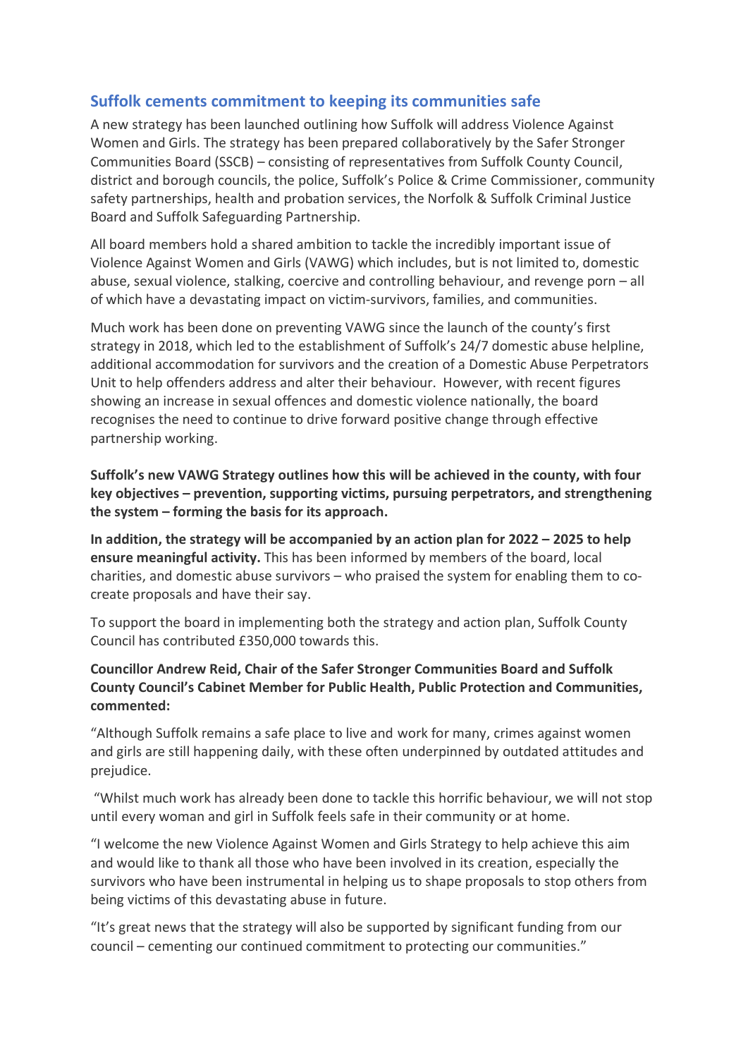## Suffolk cements commitment to keeping its communities safe

A new strategy has been launched outlining how Suffolk will address Violence Against Women and Girls. The strategy has been prepared collaboratively by the Safer Stronger Communities Board (SSCB) – consisting of representatives from Suffolk County Council, district and borough councils, the police, Suffolk's Police & Crime Commissioner, community safety partnerships, health and probation services, the Norfolk & Suffolk Criminal Justice Board and Suffolk Safeguarding Partnership.

All board members hold a shared ambition to tackle the incredibly important issue of Violence Against Women and Girls (VAWG) which includes, but is not limited to, domestic abuse, sexual violence, stalking, coercive and controlling behaviour, and revenge porn – all of which have a devastating impact on victim-survivors, families, and communities.

Much work has been done on preventing VAWG since the launch of the county's first strategy in 2018, which led to the establishment of Suffolk's 24/7 domestic abuse helpline, additional accommodation for survivors and the creation of a Domestic Abuse Perpetrators Unit to help offenders address and alter their behaviour. However, with recent figures showing an increase in sexual offences and domestic violence nationally, the board recognises the need to continue to drive forward positive change through effective partnership working.

**Suffolk's new VAWG Strategy outlines how this will be achieved in the county, with four key objectives – prevention, supporting victims, pursuing perpetrators, and strengthening the system – forming the basis for its approach.**

**In addition, the strategy will be accompanied by an action plan for 2022 – 2025 to help ensure meaningful activity.** This has been informed by members of the board, local charities, and domestic abuse survivors – who praised the system for enabling them to co-create proposals and have their say.

To support the board in implementing both the strategy and action plan, Suffolk County Council has contributed £350,000 towards this.

**Councillor Andrew Reid, Chair of the Safer Stronger Communities Board and Suffolk County Council's Cabinet Member for Public Health, Public Protection and Communities, commented:**

"Although Suffolk remains a safe place to live and work for many, crimes against women and girls are still happening daily, with these often underpinned by outdated attitudes and prejudice.

"Whilst much work has already been done to tackle this horrific behaviour, we will not stop until every woman and girl in Suffolk feels safe in their community or at home.

"I welcome the new Violence Against Women and Girls Strategy to help achieve this aim and would like to thank all those who have been involved in its creation, especially the survivors who have been instrumental in helping us to shape proposals to stop others from being victims of this devastating abuse in future.

"It's great news that the strategy will also be supported by significant funding from our council – cementing our continued commitment to protecting our communities."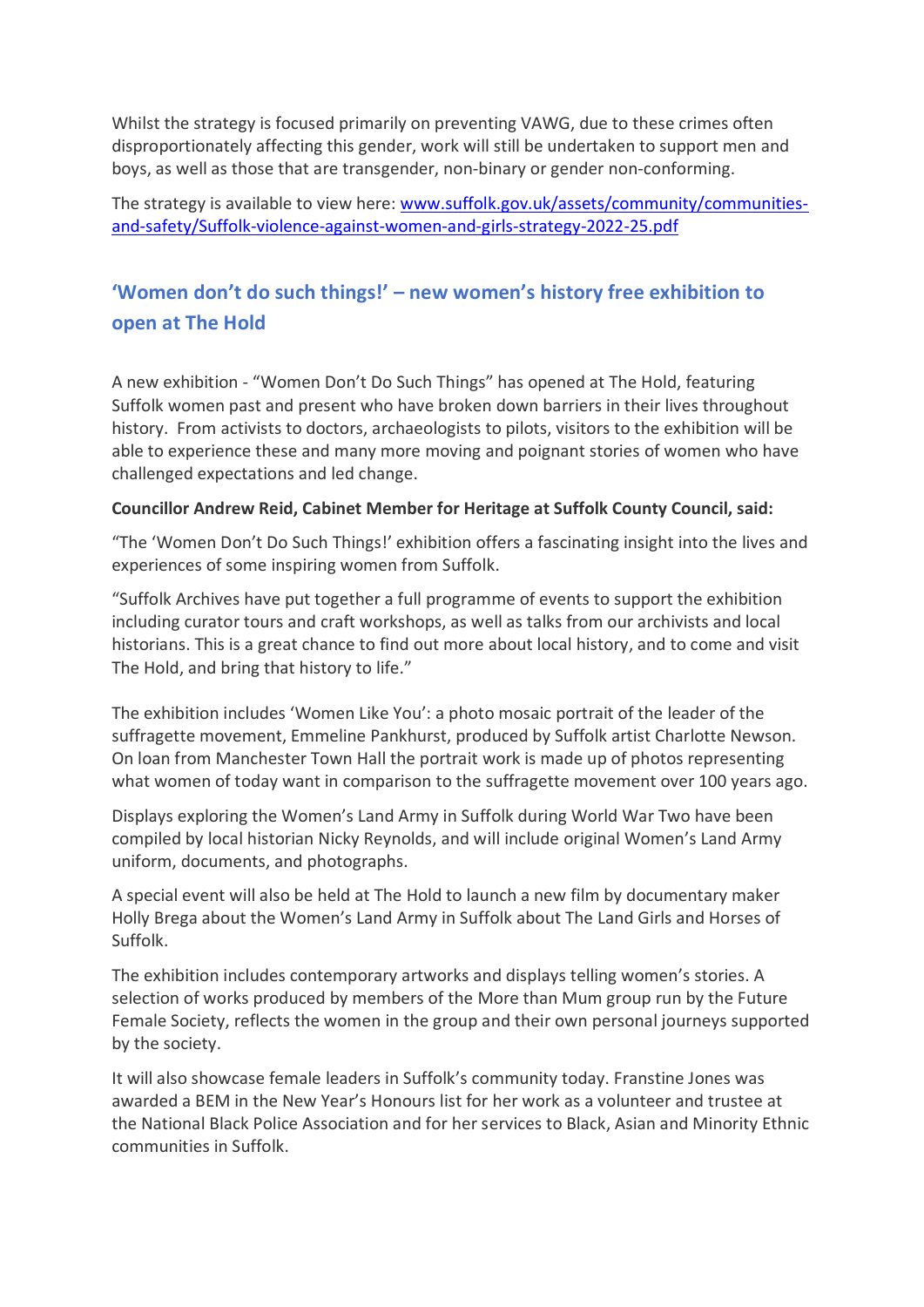Whilst the strategy is focused primarily on preventing VAWG, due to these crimes often disproportionately affecting this gender, work will still be undertaken to support men and boys, as well as those that are transgender, non-binary or gender non-conforming.

The strategy is available to view here: [www.suffolk.gov.uk/assets/community/communities-and-safety/Suffolk-violence-against-women-and-girls-strategy-2022-25.pdf](www.suffolk.gov.uk/assets/community/communities-and-safety/Suffolk-violence-against-women-and-girls-strategy-2022-25.pdf)

## 'Women don't do such things!' – new women's history free exhibition to open at The Hold

A new exhibition - "Women Don't Do Such Things" has opened at The Hold, featuring Suffolk women past and present who have broken down barriers in their lives throughout history. From activists to doctors, archaeologists to pilots, visitors to the exhibition will be able to experience these and many more moving and poignant stories of women who have challenged expectations and led change.

**Councillor Andrew Reid, Cabinet Member for Heritage at Suffolk County Council, said:**

"The 'Women Don't Do Such Things!' exhibition offers a fascinating insight into the lives and experiences of some inspiring women from Suffolk.

"Suffolk Archives have put together a full programme of events to support the exhibition including curator tours and craft workshops, as well as talks from our archivists and local historians. This is a great chance to find out more about local history, and to come and visit The Hold, and bring that history to life."

The exhibition includes 'Women Like You': a photo mosaic portrait of the leader of the suffragette movement, Emmeline Pankhurst, produced by Suffolk artist Charlotte Newson. On loan from Manchester Town Hall the portrait work is made up of photos representing what women of today want in comparison to the suffragette movement over 100 years ago.

Displays exploring the Women's Land Army in Suffolk during World War Two have been compiled by local historian Nicky Reynolds, and will include original Women's Land Army uniform, documents, and photographs.

A special event will also be held at The Hold to launch a new film by documentary maker Holly Brega about the Women's Land Army in Suffolk about The Land Girls and Horses of Suffolk.

The exhibition includes contemporary artworks and displays telling women's stories. A selection of works produced by members of the More than Mum group run by the Future Female Society, reflects the women in the group and their own personal journeys supported by the society.

It will also showcase female leaders in Suffolk's community today. Franstine Jones was awarded a BEM in the New Year's Honours list for her work as a volunteer and trustee at the National Black Police Association and for her services to Black, Asian and Minority Ethnic communities in Suffolk.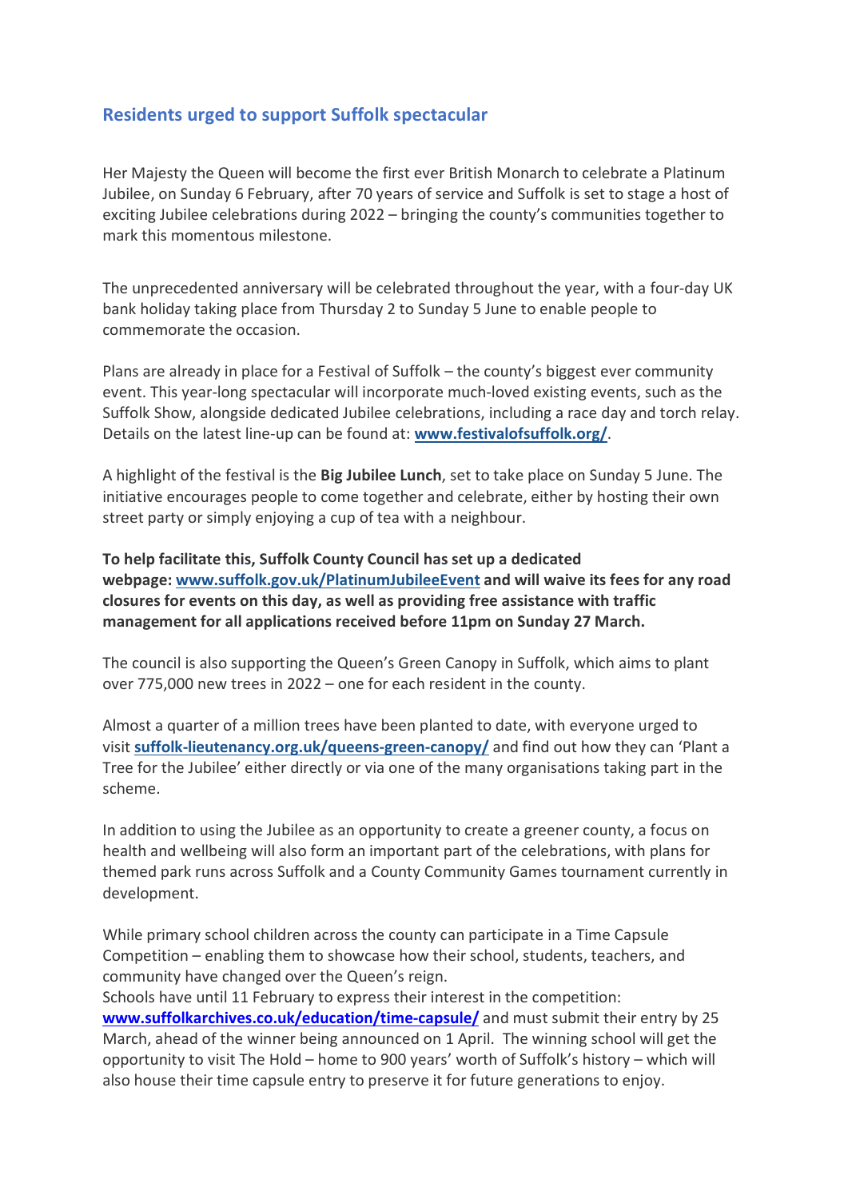## Residents urged to support Suffolk spectacular

Her Majesty the Queen will become the first ever British Monarch to celebrate a Platinum Jubilee, on Sunday 6 February, after 70 years of service and Suffolk is set to stage a host of exciting Jubilee celebrations during 2022 – bringing the county's communities together to mark this momentous milestone.

The unprecedented anniversary will be celebrated throughout the year, with a four-day UK bank holiday taking place from Thursday 2 to Sunday 5 June to enable people to commemorate the occasion.

Plans are already in place for a Festival of Suffolk – the county's biggest ever community event. This year-long spectacular will incorporate much-loved existing events, such as the Suffolk Show, alongside dedicated Jubilee celebrations, including a race day and torch relay. Details on the latest line-up can be found at: **www.festivalofsuffolk.org/**.

A highlight of the festival is the **Big Jubilee Lunch**, set to take place on Sunday 5 June. The initiative encourages people to come together and celebrate, either by hosting their own street party or simply enjoying a cup of tea with a neighbour.

**To help facilitate this, Suffolk County Council has set up a dedicated webpage: www.suffolk.gov.uk/PlatinumJubileeEvent and will waive its fees for any road closures for events on this day, as well as providing free assistance with traffic management for all applications received before 11pm on Sunday 27 March.**

The council is also supporting the Queen's Green Canopy in Suffolk, which aims to plant over 775,000 new trees in 2022 – one for each resident in the county.

Almost a quarter of a million trees have been planted to date, with everyone urged to visit **suffolk-lieutenancy.org.uk/queens-green-canopy/** and find out how they can 'Plant a Tree for the Jubilee' either directly or via one of the many organisations taking part in the scheme.

In addition to using the Jubilee as an opportunity to create a greener county, a focus on health and wellbeing will also form an important part of the celebrations, with plans for themed park runs across Suffolk and a County Community Games tournament currently in development.

While primary school children across the county can participate in a Time Capsule Competition – enabling them to showcase how their school, students, teachers, and community have changed over the Queen's reign.
Schools have until 11 February to express their interest in the competition: **www.suffolkarchives.co.uk/education/time-capsule/** and must submit their entry by 25 March, ahead of the winner being announced on 1 April. The winning school will get the opportunity to visit The Hold – home to 900 years' worth of Suffolk's history – which will also house their time capsule entry to preserve it for future generations to enjoy.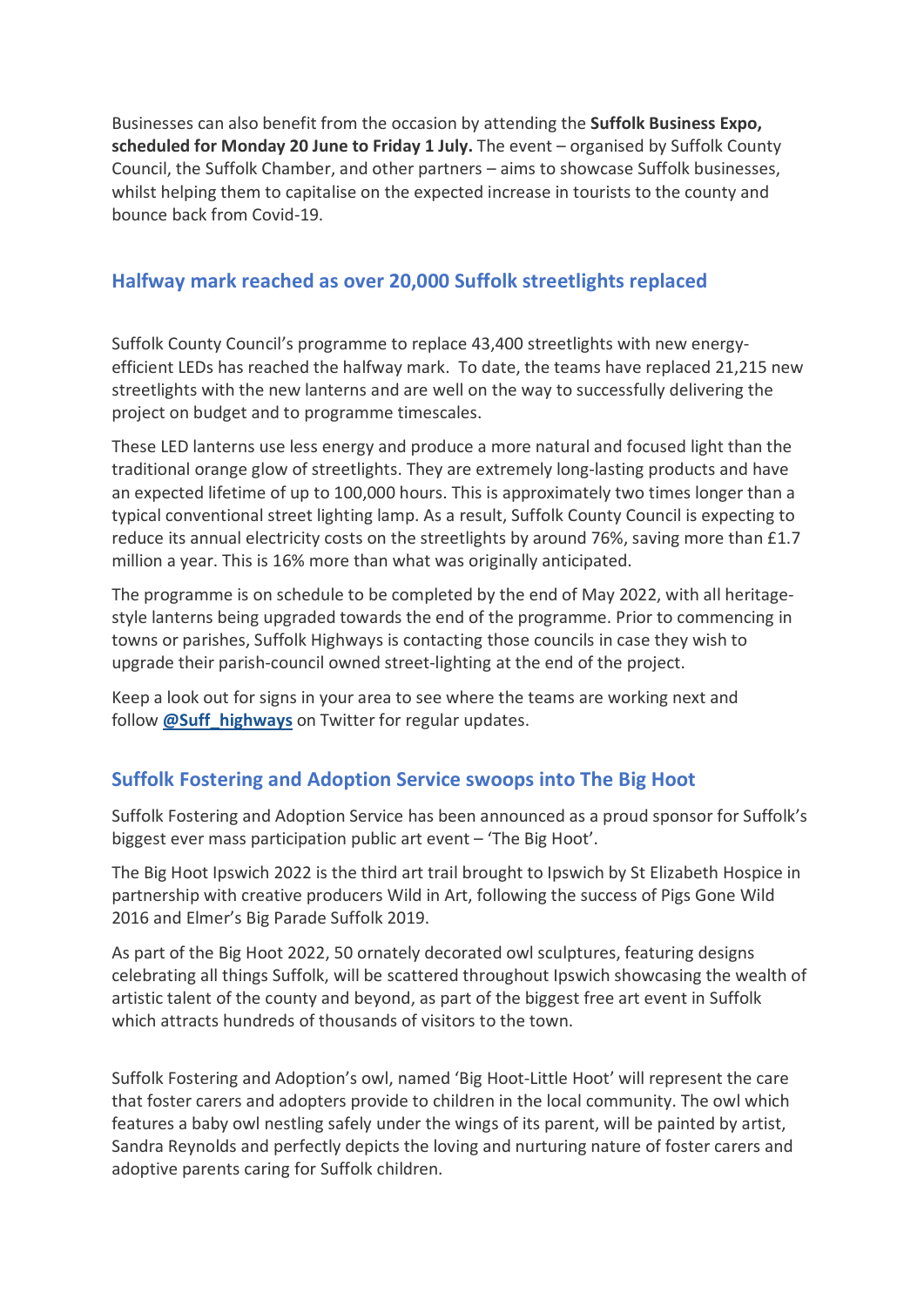Businesses can also benefit from the occasion by attending the **Suffolk Business Expo, scheduled for Monday 20 June to Friday 1 July.** The event – organised by Suffolk County Council, the Suffolk Chamber, and other partners – aims to showcase Suffolk businesses, whilst helping them to capitalise on the expected increase in tourists to the county and bounce back from Covid-19.

## Halfway mark reached as over 20,000 Suffolk streetlights replaced

Suffolk County Council's programme to replace 43,400 streetlights with new energy-efficient LEDs has reached the halfway mark. To date, the teams have replaced 21,215 new streetlights with the new lanterns and are well on the way to successfully delivering the project on budget and to programme timescales.

These LED lanterns use less energy and produce a more natural and focused light than the traditional orange glow of streetlights. They are extremely long-lasting products and have an expected lifetime of up to 100,000 hours. This is approximately two times longer than a typical conventional street lighting lamp. As a result, Suffolk County Council is expecting to reduce its annual electricity costs on the streetlights by around 76%, saving more than £1.7 million a year. This is 16% more than what was originally anticipated.

The programme is on schedule to be completed by the end of May 2022, with all heritage-style lanterns being upgraded towards the end of the programme. Prior to commencing in towns or parishes, Suffolk Highways is contacting those councils in case they wish to upgrade their parish-council owned street-lighting at the end of the project.

Keep a look out for signs in your area to see where the teams are working next and follow **@Suff_highways** on Twitter for regular updates.

## Suffolk Fostering and Adoption Service swoops into The Big Hoot

Suffolk Fostering and Adoption Service has been announced as a proud sponsor for Suffolk's biggest ever mass participation public art event – 'The Big Hoot'.

The Big Hoot Ipswich 2022 is the third art trail brought to Ipswich by St Elizabeth Hospice in partnership with creative producers Wild in Art, following the success of Pigs Gone Wild 2016 and Elmer's Big Parade Suffolk 2019.

As part of the Big Hoot 2022, 50 ornately decorated owl sculptures, featuring designs celebrating all things Suffolk, will be scattered throughout Ipswich showcasing the wealth of artistic talent of the county and beyond, as part of the biggest free art event in Suffolk which attracts hundreds of thousands of visitors to the town.

Suffolk Fostering and Adoption's owl, named 'Big Hoot-Little Hoot' will represent the care that foster carers and adopters provide to children in the local community. The owl which features a baby owl nestling safely under the wings of its parent, will be painted by artist, Sandra Reynolds and perfectly depicts the loving and nurturing nature of foster carers and adoptive parents caring for Suffolk children.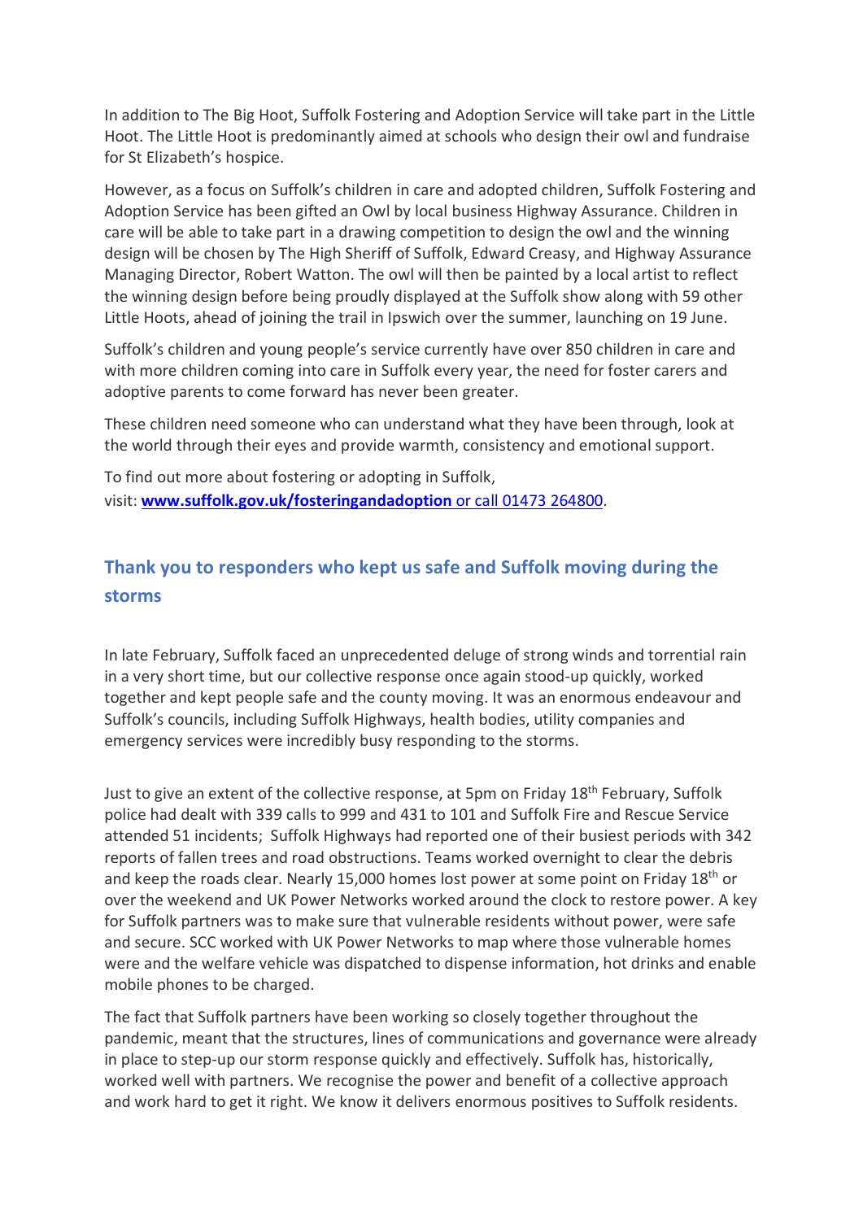In addition to The Big Hoot, Suffolk Fostering and Adoption Service will take part in the Little Hoot. The Little Hoot is predominantly aimed at schools who design their owl and fundraise for St Elizabeth's hospice.

However, as a focus on Suffolk's children in care and adopted children, Suffolk Fostering and Adoption Service has been gifted an Owl by local business Highway Assurance. Children in care will be able to take part in a drawing competition to design the owl and the winning design will be chosen by The High Sheriff of Suffolk, Edward Creasy, and Highway Assurance Managing Director, Robert Watton. The owl will then be painted by a local artist to reflect the winning design before being proudly displayed at the Suffolk show along with 59 other Little Hoots, ahead of joining the trail in Ipswich over the summer, launching on 19 June.

Suffolk's children and young people's service currently have over 850 children in care and with more children coming into care in Suffolk every year, the need for foster carers and adoptive parents to come forward has never been greater.

These children need someone who can understand what they have been through, look at the world through their eyes and provide warmth, consistency and emotional support.

To find out more about fostering or adopting in Suffolk, visit: **www.suffolk.gov.uk/fosteringandadoption** or call 01473 264800.

## Thank you to responders who kept us safe and Suffolk moving during the storms

In late February, Suffolk faced an unprecedented deluge of strong winds and torrential rain in a very short time, but our collective response once again stood-up quickly, worked together and kept people safe and the county moving. It was an enormous endeavour and Suffolk's councils, including Suffolk Highways, health bodies, utility companies and emergency services were incredibly busy responding to the storms.

Just to give an extent of the collective response, at 5pm on Friday 18th February, Suffolk police had dealt with 339 calls to 999 and 431 to 101 and Suffolk Fire and Rescue Service attended 51 incidents; Suffolk Highways had reported one of their busiest periods with 342 reports of fallen trees and road obstructions. Teams worked overnight to clear the debris and keep the roads clear. Nearly 15,000 homes lost power at some point on Friday 18th or over the weekend and UK Power Networks worked around the clock to restore power. A key for Suffolk partners was to make sure that vulnerable residents without power, were safe and secure. SCC worked with UK Power Networks to map where those vulnerable homes were and the welfare vehicle was dispatched to dispense information, hot drinks and enable mobile phones to be charged.

The fact that Suffolk partners have been working so closely together throughout the pandemic, meant that the structures, lines of communications and governance were already in place to step-up our storm response quickly and effectively. Suffolk has, historically, worked well with partners. We recognise the power and benefit of a collective approach and work hard to get it right. We know it delivers enormous positives to Suffolk residents.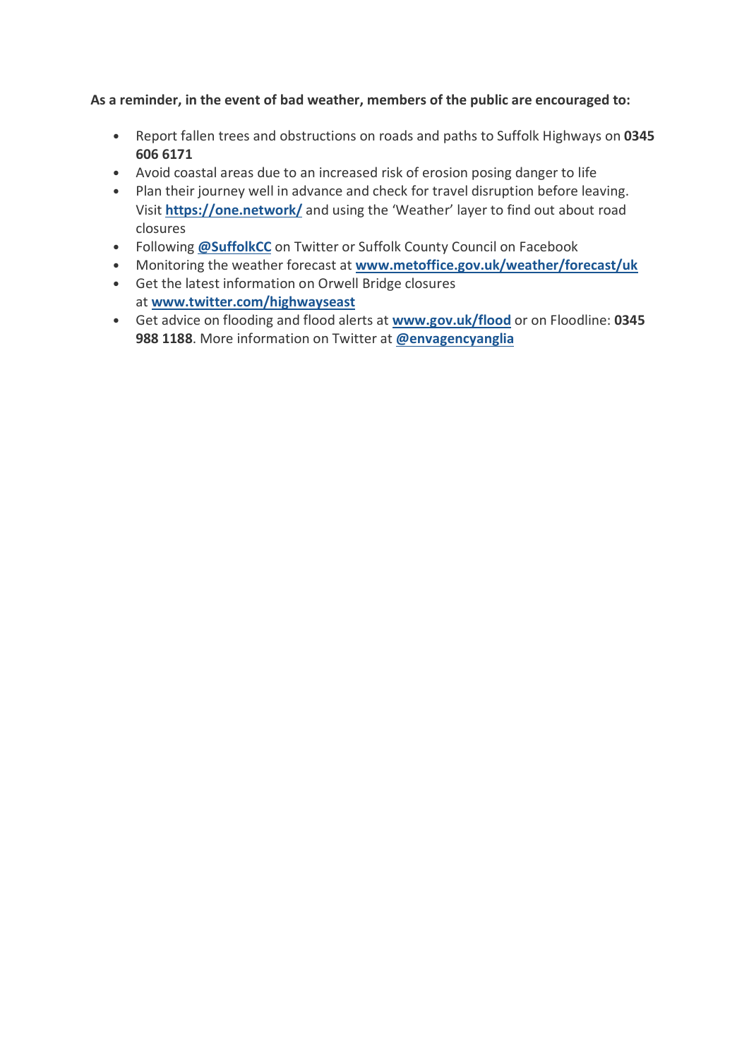**As a reminder, in the event of bad weather, members of the public are encouraged to:**

- Report fallen trees and obstructions on roads and paths to Suffolk Highways on **0345 606 6171**
- Avoid coastal areas due to an increased risk of erosion posing danger to life
- Plan their journey well in advance and check for travel disruption before leaving. Visit **https://one.network/** and using the 'Weather' layer to find out about road closures
- Following **@SuffolkCC** on Twitter or Suffolk County Council on Facebook
- Monitoring the weather forecast at **www.metoffice.gov.uk/weather/forecast/uk**
- Get the latest information on Orwell Bridge closures at **www.twitter.com/highwayseast**
- Get advice on flooding and flood alerts at **www.gov.uk/flood** or on Floodline: **0345 988 1188**. More information on Twitter at **@envagencyanglia**